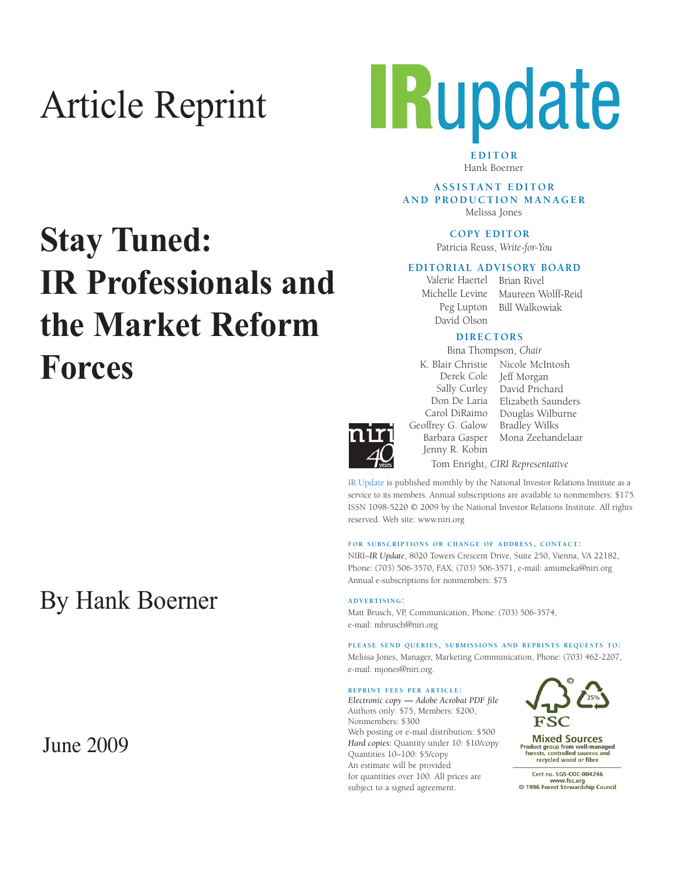Article Reprint

# Stay Tuned: IR Professionals and the Market Reform Forces

By Hank Boerner

June 2009

# IRupdate

**EDITOR**
Hank Boerner

**ASSISTANT EDITOR AND PRODUCTION MANAGER**
Melissa Jones

**COPY EDITOR**
Patricia Reuss, *Write-for-You*

**EDITORIAL ADVISORY BOARD**
Valerie Haertel
Michelle Levine
Peg Lupton
David Olson
Brian Rivel
Maureen Wolff-Reid
Bill Walkowiak

**DIRECTORS**
Bina Thompson, *Chair*
K. Blair Christie
Derek Cole
Sally Curley
Don De Laria
Carol DiRaimo
Geoffrey G. Galow
Barbara Gasper
Jenny R. Kobin
Nicole McIntosh
Jeff Morgan
David Prichard
Elizabeth Saunders
Douglas Wilburne
Bradley Wilks
Mona Zeehandelaar
Tom Enright, *CIRI Representative*

IR Update is published monthly by the National Investor Relations Institute as a service to its members. Annual subscriptions are available to nonmembers: $175. ISSN 1098-5220 © 2009 by the National Investor Relations Institute. All rights reserved. Web site: www.niri.org

**FOR SUBSCRIPTIONS OR CHANGE OF ADDRESS, CONTACT:**
NIRI–*IR Update*, 8020 Towers Crescent Drive, Suite 250, Vienna, VA 22182, Phone: (703) 506-3570, FAX: (703) 506-3571, e-mail: amumeka@niri.org
Annual e-subscriptions for nonmembers: $75

**ADVERTISING:**
Matt Brusch, VP, Communication, Phone: (703) 506-3574, e-mail: mbrusch@niri.org

**PLEASE SEND QUERIES, SUBMISSIONS AND REPRINTS REQUESTS TO:**
Melissa Jones, Manager, Marketing Communication, Phone: (703) 462-2207, e-mail: mjones@niri.org.

**REPRINT FEES PER ARTICLE:**
*Electronic copy — Adobe Acrobat PDF file*
Authors only: $75, Members: $200, Nonmembers: $300
Web posting or e-mail distribution: $500
*Hard copies:* Quantity under 10: $10/copy
Quantities 10–100: $5/copy
An estimate will be provided for quantities over 100. All prices are subject to a signed agreement.

FSC Mixed Sources
Product group from well-managed forests, controlled sources and recycled wood or fibre
Cert no. SGS-COC-004246
www.fsc.org
© 1996 Forest Stewardship Council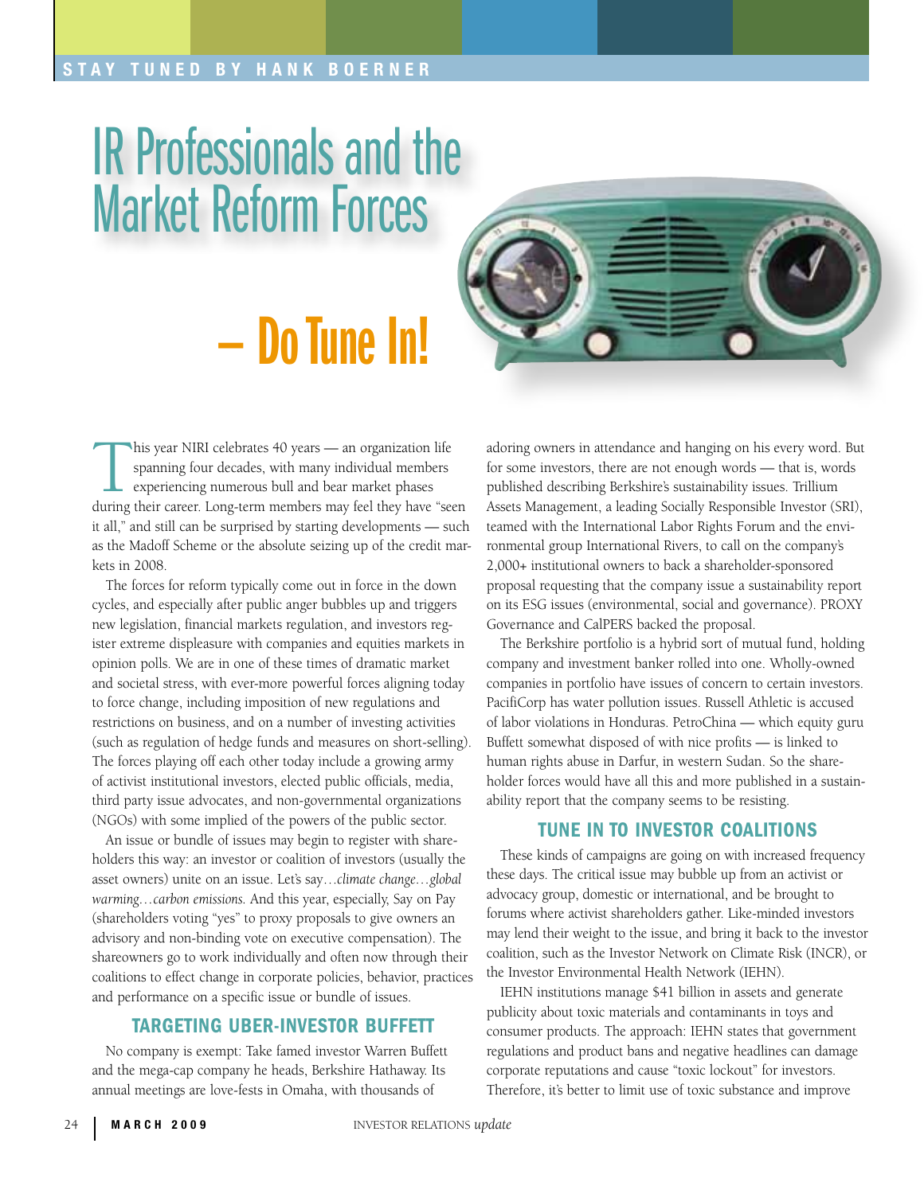# IR Professionals and the Market Reform Forces – Do Tune In!

This year NIRI celebrates 40 years — an organization life spanning four decades, with many individual members experiencing numerous bull and bear market phases during their career. Long-term members may feel they have "seen it all," and still can be surprised by starting developments — such as the Madoff Scheme or the absolute seizing up of the credit markets in 2008.

The forces for reform typically come out in force in the down cycles, and especially after public anger bubbles up and triggers new legislation, financial markets regulation, and investors register extreme displeasure with companies and equities markets in opinion polls. We are in one of these times of dramatic market and societal stress, with ever-more powerful forces aligning today to force change, including imposition of new regulations and restrictions on business, and on a number of investing activities (such as regulation of hedge funds and measures on short-selling). The forces playing off each other today include a growing army of activist institutional investors, elected public officials, media, third party issue advocates, and non-governmental organizations (NGOs) with some implied of the powers of the public sector.

An issue or bundle of issues may begin to register with shareholders this way: an investor or coalition of investors (usually the asset owners) unite on an issue. Let's say…*climate change…global warming…carbon emissions.* And this year, especially, Say on Pay (shareholders voting "yes" to proxy proposals to give owners an advisory and non-binding vote on executive compensation). The shareowners go to work individually and often now through their coalitions to effect change in corporate policies, behavior, practices and performance on a specific issue or bundle of issues.

## TARGETING UBER-INVESTOR BUFFETT

No company is exempt: Take famed investor Warren Buffett and the mega-cap company he heads, Berkshire Hathaway. Its annual meetings are love-fests in Omaha, with thousands of adoring owners in attendance and hanging on his every word. But for some investors, there are not enough words — that is, words published describing Berkshire's sustainability issues. Trillium Assets Management, a leading Socially Responsible Investor (SRI), teamed with the International Labor Rights Forum and the environmental group International Rivers, to call on the company's 2,000+ institutional owners to back a shareholder-sponsored proposal requesting that the company issue a sustainability report on its ESG issues (environmental, social and governance). PROXY Governance and CalPERS backed the proposal.

The Berkshire portfolio is a hybrid sort of mutual fund, holding company and investment banker rolled into one. Wholly-owned companies in portfolio have issues of concern to certain investors. PacifiCorp has water pollution issues. Russell Athletic is accused of labor violations in Honduras. PetroChina — which equity guru Buffett somewhat disposed of with nice profits — is linked to human rights abuse in Darfur, in western Sudan. So the shareholder forces would have all this and more published in a sustainability report that the company seems to be resisting.

## TUNE IN TO INVESTOR COALITIONS

These kinds of campaigns are going on with increased frequency these days. The critical issue may bubble up from an activist or advocacy group, domestic or international, and be brought to forums where activist shareholders gather. Like-minded investors may lend their weight to the issue, and bring it back to the investor coalition, such as the Investor Network on Climate Risk (INCR), or the Investor Environmental Health Network (IEHN).

IEHN institutions manage $41 billion in assets and generate publicity about toxic materials and contaminants in toys and consumer products. The approach: IEHN states that government regulations and product bans and negative headlines can damage corporate reputations and cause "toxic lockout" for investors. Therefore, it's better to limit use of toxic substance and improve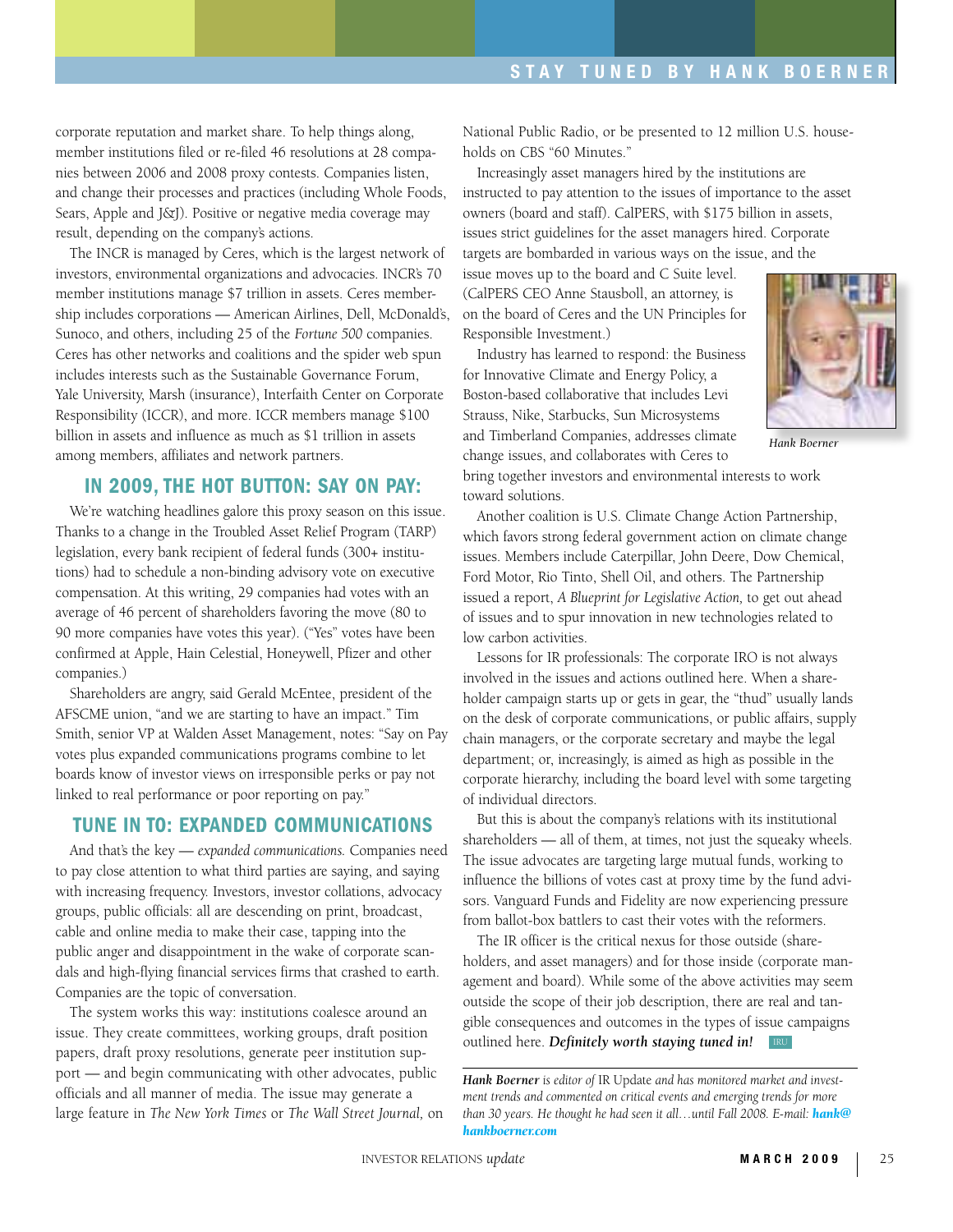corporate reputation and market share. To help things along, member institutions filed or re-filed 46 resolutions at 28 companies between 2006 and 2008 proxy contests. Companies listen, and change their processes and practices (including Whole Foods, Sears, Apple and J&J). Positive or negative media coverage may result, depending on the company's actions.

The INCR is managed by Ceres, which is the largest network of investors, environmental organizations and advocacies. INCR's 70 member institutions manage $7 trillion in assets. Ceres membership includes corporations — American Airlines, Dell, McDonald's, Sunoco, and others, including 25 of the *Fortune 500* companies. Ceres has other networks and coalitions and the spider web spun includes interests such as the Sustainable Governance Forum, Yale University, Marsh (insurance), Interfaith Center on Corporate Responsibility (ICCR), and more. ICCR members manage $100 billion in assets and influence as much as $1 trillion in assets among members, affiliates and network partners.

## IN 2009, THE HOT BUTTON: SAY ON PAY:

We're watching headlines galore this proxy season on this issue. Thanks to a change in the Troubled Asset Relief Program (TARP) legislation, every bank recipient of federal funds (300+ institutions) had to schedule a non-binding advisory vote on executive compensation. At this writing, 29 companies had votes with an average of 46 percent of shareholders favoring the move (80 to 90 more companies have votes this year). ("Yes" votes have been confirmed at Apple, Hain Celestial, Honeywell, Pfizer and other companies.)

Shareholders are angry, said Gerald McEntee, president of the AFSCME union, "and we are starting to have an impact." Tim Smith, senior VP at Walden Asset Management, notes: "Say on Pay votes plus expanded communications programs combine to let boards know of investor views on irresponsible perks or pay not linked to real performance or poor reporting on pay."

## TUNE IN TO: EXPANDED COMMUNICATIONS

And that's the key — *expanded communications.* Companies need to pay close attention to what third parties are saying, and saying with increasing frequency. Investors, investor collations, advocacy groups, public officials: all are descending on print, broadcast, cable and online media to make their case, tapping into the public anger and disappointment in the wake of corporate scandals and high-flying financial services firms that crashed to earth. Companies are the topic of conversation.

The system works this way: institutions coalesce around an issue. They create committees, working groups, draft position papers, draft proxy resolutions, generate peer institution support — and begin communicating with other advocates, public officials and all manner of media. The issue may generate a large feature in *The New York Times* or *The Wall Street Journal,* on National Public Radio, or be presented to 12 million U.S. households on CBS "60 Minutes."

Increasingly asset managers hired by the institutions are instructed to pay attention to the issues of importance to the asset owners (board and staff). CalPERS, with $175 billion in assets, issues strict guidelines for the asset managers hired. Corporate targets are bombarded in various ways on the issue, and the issue moves up to the board and C Suite level. (CalPERS CEO Anne Stausboll, an attorney, is on the board of Ceres and the UN Principles for Responsible Investment.)

*Hank Boerner*

Industry has learned to respond: the Business for Innovative Climate and Energy Policy, a Boston-based collaborative that includes Levi Strauss, Nike, Starbucks, Sun Microsystems and Timberland Companies, addresses climate change issues, and collaborates with Ceres to bring together investors and environmental interests to work toward solutions.

Another coalition is U.S. Climate Change Action Partnership, which favors strong federal government action on climate change issues. Members include Caterpillar, John Deere, Dow Chemical, Ford Motor, Rio Tinto, Shell Oil, and others. The Partnership issued a report, *A Blueprint for Legislative Action,* to get out ahead of issues and to spur innovation in new technologies related to low carbon activities.

Lessons for IR professionals: The corporate IRO is not always involved in the issues and actions outlined here. When a shareholder campaign starts up or gets in gear, the "thud" usually lands on the desk of corporate communications, or public affairs, supply chain managers, or the corporate secretary and maybe the legal department; or, increasingly, is aimed as high as possible in the corporate hierarchy, including the board level with some targeting of individual directors.

But this is about the company's relations with its institutional shareholders — all of them, at times, not just the squeaky wheels. The issue advocates are targeting large mutual funds, working to influence the billions of votes cast at proxy time by the fund advisors. Vanguard Funds and Fidelity are now experiencing pressure from ballot-box battlers to cast their votes with the reformers.

The IR officer is the critical nexus for those outside (shareholders, and asset managers) and for those inside (corporate management and board). While some of the above activities may seem outside the scope of their job description, there are real and tangible consequences and outcomes in the types of issue campaigns outlined here. ***Definitely worth staying tuned in!*** IRU

---

***Hank Boerner*** *is editor of* IR Update *and has monitored market and investment trends and commented on critical events and emerging trends for more than 30 years. He thought he had seen it all…until Fall 2008. E-mail:* ***hank@hankboerner.com***